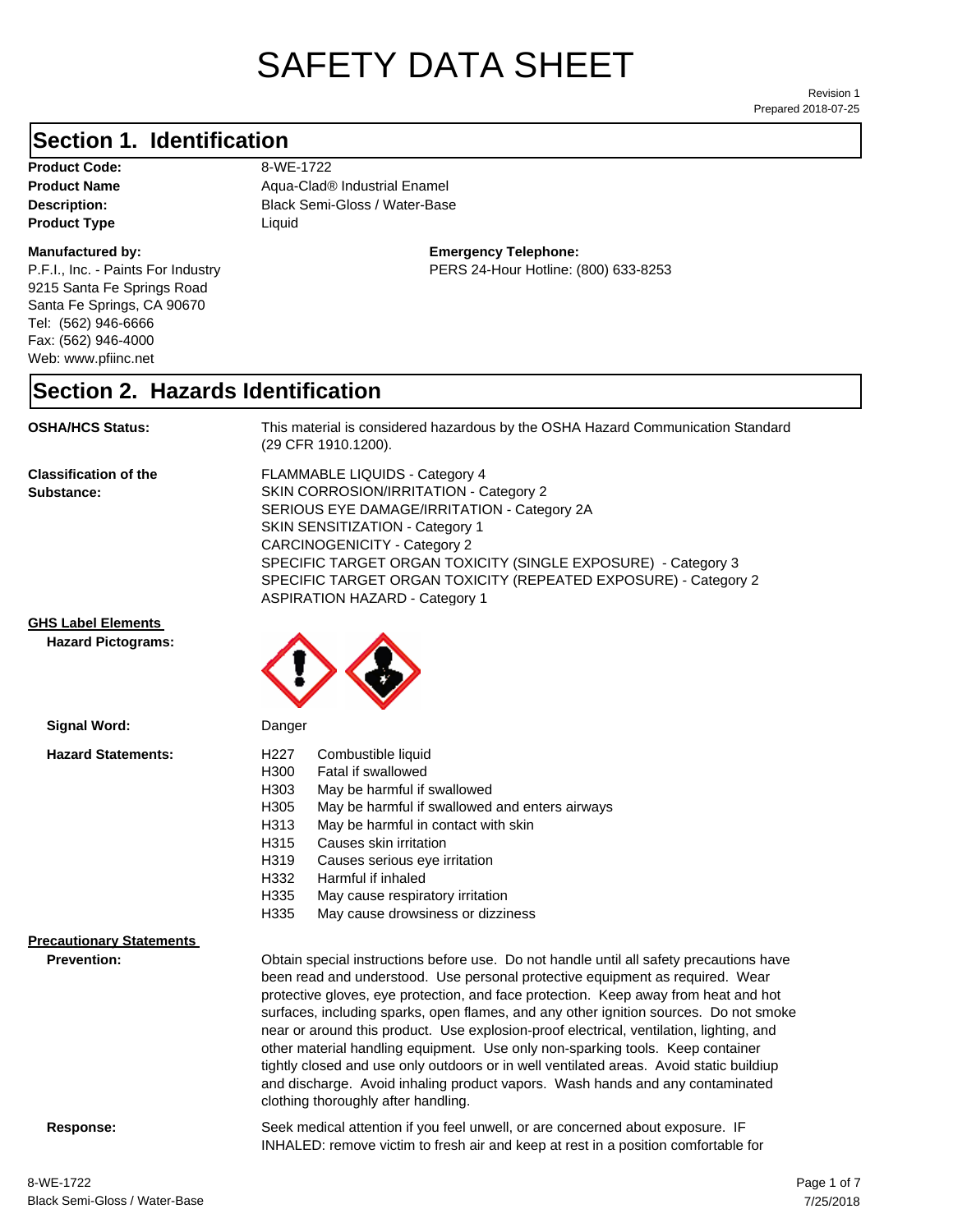# SAFETY DATA SHEET

Revision 1
Prepared 2018-07-25

## Section 1. Identification

**Product Code:** 8-WE-1722
**Product Name** Aqua-Clad® Industrial Enamel
**Description:** Black Semi-Gloss / Water-Base
**Product Type** Liquid

**Manufactured by:**
P.F.I., Inc. - Paints For Industry
9215 Santa Fe Springs Road
Santa Fe Springs, CA 90670
Tel: (562) 946-6666
Fax: (562) 946-4000
Web: www.pfiinc.net

**Emergency Telephone:**
PERS 24-Hour Hotline: (800) 633-8253

## Section 2. Hazards Identification

**OSHA/HCS Status:** This material is considered hazardous by the OSHA Hazard Communication Standard (29 CFR 1910.1200).

**Classification of the Substance:**
FLAMMABLE LIQUIDS - Category 4
SKIN CORROSION/IRRITATION - Category 2
SERIOUS EYE DAMAGE/IRRITATION - Category 2A
SKIN SENSITIZATION - Category 1
CARCINOGENICITY - Category 2
SPECIFIC TARGET ORGAN TOXICITY (SINGLE EXPOSURE) - Category 3
SPECIFIC TARGET ORGAN TOXICITY (REPEATED EXPOSURE) - Category 2
ASPIRATION HAZARD - Category 1

**GHS Label Elements**

**Hazard Pictograms:**

**Signal Word:** Danger

**Hazard Statements:**

| | |
|---|---|
| H227 | Combustible liquid |
| H300 | Fatal if swallowed |
| H303 | May be harmful if swallowed |
| H305 | May be harmful if swallowed and enters airways |
| H313 | May be harmful in contact with skin |
| H315 | Causes skin irritation |
| H319 | Causes serious eye irritation |
| H332 | Harmful if inhaled |
| H335 | May cause respiratory irritation |
| H335 | May cause drowsiness or dizziness |

**Precautionary Statements**

**Prevention:** Obtain special instructions before use. Do not handle until all safety precautions have been read and understood. Use personal protective equipment as required. Wear protective gloves, eye protection, and face protection. Keep away from heat and hot surfaces, including sparks, open flames, and any other ignition sources. Do not smoke near or around this product. Use explosion-proof electrical, ventilation, lighting, and other material handling equipment. Use only non-sparking tools. Keep container tightly closed and use only outdoors or in well ventilated areas. Avoid static buildiup and discharge. Avoid inhaling product vapors. Wash hands and any contaminated clothing thoroughly after handling.

**Response:** Seek medical attention if you feel unwell, or are concerned about exposure. IF INHALED: remove victim to fresh air and keep at rest in a position comfortable for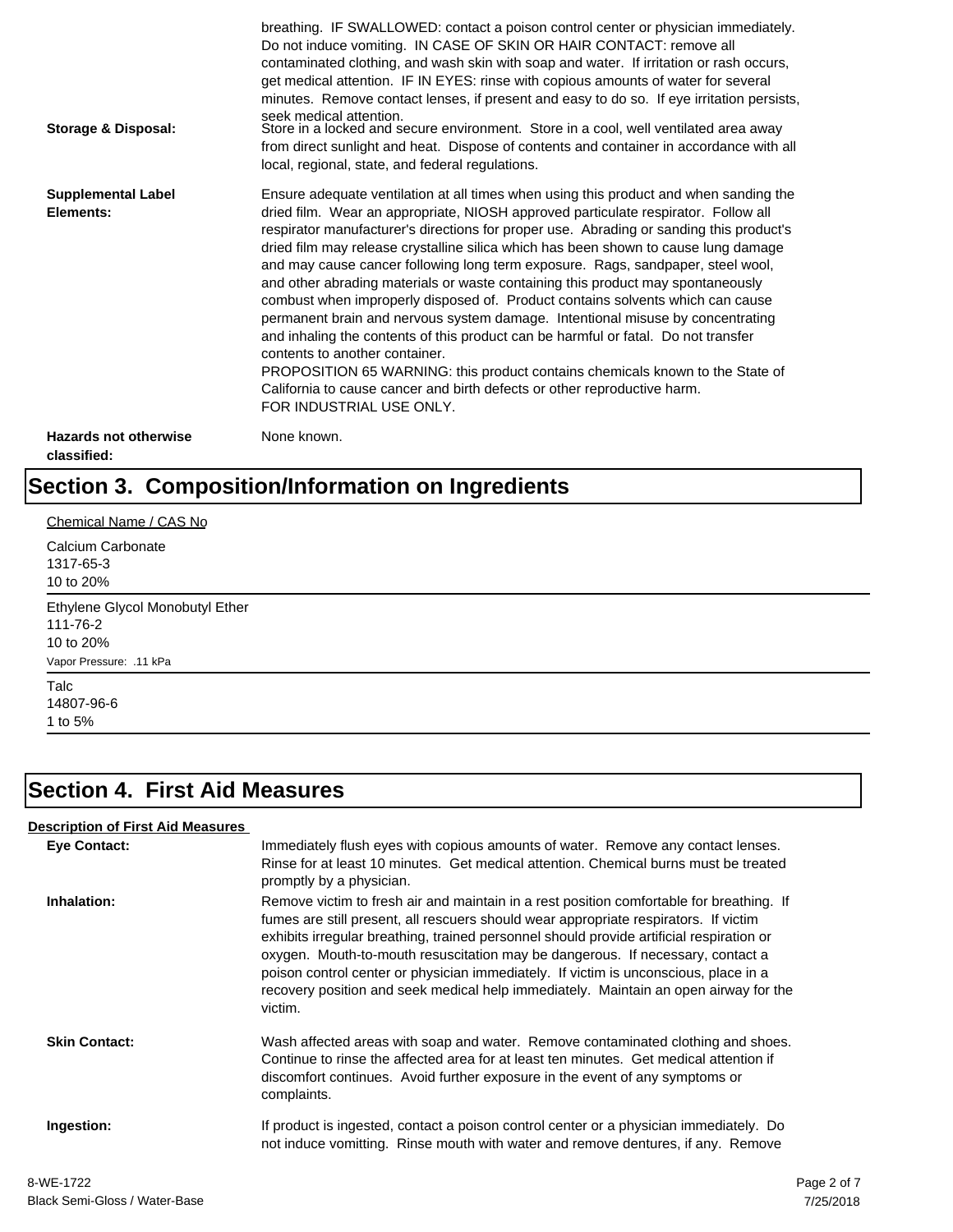breathing. IF SWALLOWED: contact a poison control center or physician immediately. Do not induce vomiting. IN CASE OF SKIN OR HAIR CONTACT: remove all contaminated clothing, and wash skin with soap and water. If irritation or rash occurs, get medical attention. IF IN EYES: rinse with copious amounts of water for several minutes. Remove contact lenses, if present and easy to do so. If eye irritation persists, seek medical attention.

**Storage & Disposal:** Store in a locked and secure environment. Store in a cool, well ventilated area away from direct sunlight and heat. Dispose of contents and container in accordance with all local, regional, state, and federal regulations.

**Supplemental Label Elements:** Ensure adequate ventilation at all times when using this product and when sanding the dried film. Wear an appropriate, NIOSH approved particulate respirator. Follow all respirator manufacturer's directions for proper use. Abrading or sanding this product's dried film may release crystalline silica which has been shown to cause lung damage and may cause cancer following long term exposure. Rags, sandpaper, steel wool, and other abrading materials or waste containing this product may spontaneously combust when improperly disposed of. Product contains solvents which can cause permanent brain and nervous system damage. Intentional misuse by concentrating and inhaling the contents of this product can be harmful or fatal. Do not transfer contents to another container.
PROPOSITION 65 WARNING: this product contains chemicals known to the State of California to cause cancer and birth defects or other reproductive harm.
FOR INDUSTRIAL USE ONLY.

**Hazards not otherwise classified:** None known.

# Section 3. Composition/Information on Ingredients

Chemical Name / CAS No

Calcium Carbonate
1317-65-3
10 to 20%

---

Ethylene Glycol Monobutyl Ether
111-76-2
10 to 20%
Vapor Pressure: .11 kPa

---

Talc
14807-96-6
1 to 5%

---

# Section 4. First Aid Measures

**Description of First Aid Measures**

**Eye Contact:** Immediately flush eyes with copious amounts of water. Remove any contact lenses. Rinse for at least 10 minutes. Get medical attention. Chemical burns must be treated promptly by a physician.

**Inhalation:** Remove victim to fresh air and maintain in a rest position comfortable for breathing. If fumes are still present, all rescuers should wear appropriate respirators. If victim exhibits irregular breathing, trained personnel should provide artificial respiration or oxygen. Mouth-to-mouth resuscitation may be dangerous. If necessary, contact a poison control center or physician immediately. If victim is unconscious, place in a recovery position and seek medical help immediately. Maintain an open airway for the victim.

**Skin Contact:** Wash affected areas with soap and water. Remove contaminated clothing and shoes. Continue to rinse the affected area for at least ten minutes. Get medical attention if discomfort continues. Avoid further exposure in the event of any symptoms or complaints.

**Ingestion:** If product is ingested, contact a poison control center or a physician immediately. Do not induce vomitting. Rinse mouth with water and remove dentures, if any. Remove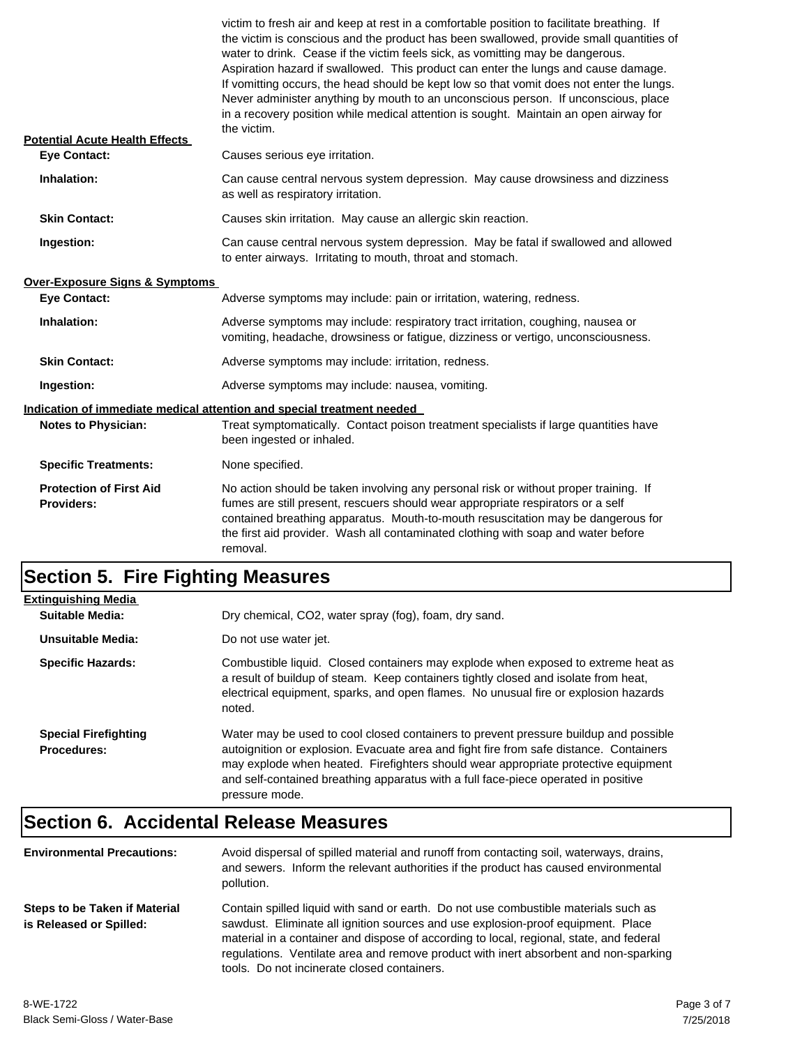victim to fresh air and keep at rest in a comfortable position to facilitate breathing. If the victim is conscious and the product has been swallowed, provide small quantities of water to drink. Cease if the victim feels sick, as vomitting may be dangerous. Aspiration hazard if swallowed. This product can enter the lungs and cause damage. If vomitting occurs, the head should be kept low so that vomit does not enter the lungs. Never administer anything by mouth to an unconscious person. If unconscious, place in a recovery position while medical attention is sought. Maintain an open airway for the victim.

**Potential Acute Health Effects**

**Eye Contact:** Causes serious eye irritation.

**Inhalation:** Can cause central nervous system depression. May cause drowsiness and dizziness as well as respiratory irritation.

**Skin Contact:** Causes skin irritation. May cause an allergic skin reaction.

**Ingestion:** Can cause central nervous system depression. May be fatal if swallowed and allowed to enter airways. Irritating to mouth, throat and stomach.

**Over-Exposure Signs & Symptoms**

**Eye Contact:** Adverse symptoms may include: pain or irritation, watering, redness.

**Inhalation:** Adverse symptoms may include: respiratory tract irritation, coughing, nausea or vomiting, headache, drowsiness or fatigue, dizziness or vertigo, unconsciousness.

**Skin Contact:** Adverse symptoms may include: irritation, redness.

**Ingestion:** Adverse symptoms may include: nausea, vomiting.

**Indication of immediate medical attention and special treatment needed**

**Notes to Physician:** Treat symptomatically. Contact poison treatment specialists if large quantities have been ingested or inhaled.

**Specific Treatments:** None specified.

**Protection of First Aid Providers:** No action should be taken involving any personal risk or without proper training. If fumes are still present, rescuers should wear appropriate respirators or a self contained breathing apparatus. Mouth-to-mouth resuscitation may be dangerous for the first aid provider. Wash all contaminated clothing with soap and water before removal.

## Section 5. Fire Fighting Measures

**Extinguishing Media**

**Suitable Media:** Dry chemical, CO2, water spray (fog), foam, dry sand.

**Unsuitable Media:** Do not use water jet.

**Specific Hazards:** Combustible liquid. Closed containers may explode when exposed to extreme heat as a result of buildup of steam. Keep containers tightly closed and isolate from heat, electrical equipment, sparks, and open flames. No unusual fire or explosion hazards noted.

**Special Firefighting Procedures:** Water may be used to cool closed containers to prevent pressure buildup and possible autoignition or explosion. Evacuate area and fight fire from safe distance. Containers may explode when heated. Firefighters should wear appropriate protective equipment and self-contained breathing apparatus with a full face-piece operated in positive pressure mode.

## Section 6. Accidental Release Measures

**Environmental Precautions:** Avoid dispersal of spilled material and runoff from contacting soil, waterways, drains, and sewers. Inform the relevant authorities if the product has caused environmental pollution.

**Steps to be Taken if Material is Released or Spilled:** Contain spilled liquid with sand or earth. Do not use combustible materials such as sawdust. Eliminate all ignition sources and use explosion-proof equipment. Place material in a container and dispose of according to local, regional, state, and federal regulations. Ventilate area and remove product with inert absorbent and non-sparking tools. Do not incinerate closed containers.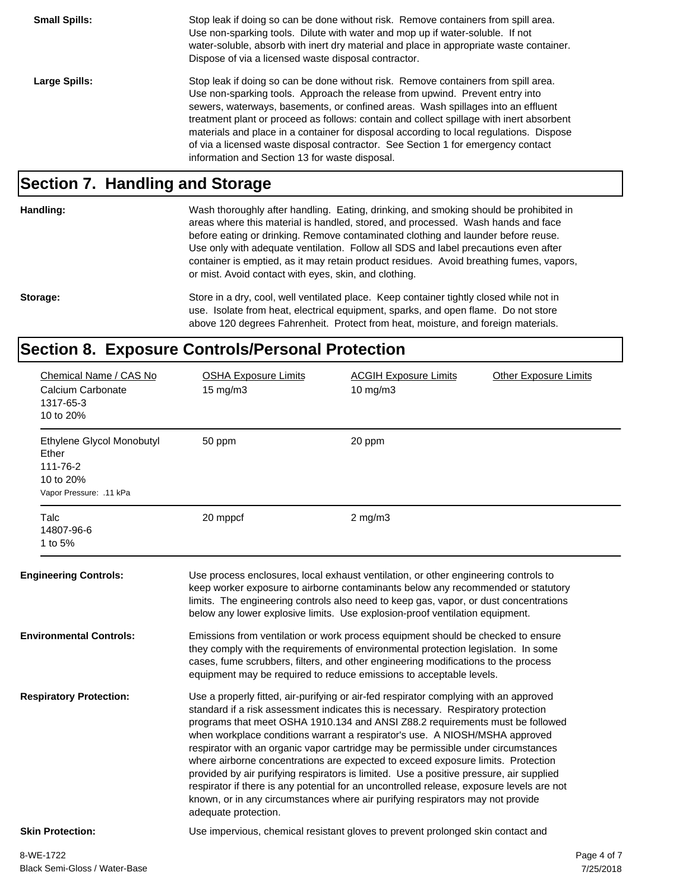**Small Spills:** Stop leak if doing so can be done without risk. Remove containers from spill area. Use non-sparking tools. Dilute with water and mop up if water-soluble. If not water-soluble, absorb with inert dry material and place in appropriate waste container. Dispose of via a licensed waste disposal contractor.

**Large Spills:** Stop leak if doing so can be done without risk. Remove containers from spill area. Use non-sparking tools. Approach the release from upwind. Prevent entry into sewers, waterways, basements, or confined areas. Wash spillages into an effluent treatment plant or proceed as follows: contain and collect spillage with inert absorbent materials and place in a container for disposal according to local regulations. Dispose of via a licensed waste disposal contractor. See Section 1 for emergency contact information and Section 13 for waste disposal.

## Section 7. Handling and Storage

**Handling:** Wash thoroughly after handling. Eating, drinking, and smoking should be prohibited in areas where this material is handled, stored, and processed. Wash hands and face before eating or drinking. Remove contaminated clothing and launder before reuse. Use only with adequate ventilation. Follow all SDS and label precautions even after container is emptied, as it may retain product residues. Avoid breathing fumes, vapors, or mist. Avoid contact with eyes, skin, and clothing.

**Storage:** Store in a dry, cool, well ventilated place. Keep container tightly closed while not in use. Isolate from heat, electrical equipment, sparks, and open flame. Do not store above 120 degrees Fahrenheit. Protect from heat, moisture, and foreign materials.

## Section 8. Exposure Controls/Personal Protection

| Chemical Name / CAS No | OSHA Exposure Limits | ACGIH Exposure Limits | Other Exposure Limits |
|---|---|---|---|
| Calcium Carbonate<br>1317-65-3<br>10 to 20% | 15 mg/m3 | 10 mg/m3 | |
| Ethylene Glycol Monobutyl Ether<br>111-76-2<br>10 to 20%<br>Vapor Pressure: .11 kPa | 50 ppm | 20 ppm | |
| Talc<br>14807-96-6<br>1 to 5% | 20 mppcf | 2 mg/m3 | |

**Engineering Controls:** Use process enclosures, local exhaust ventilation, or other engineering controls to keep worker exposure to airborne contaminants below any recommended or statutory limits. The engineering controls also need to keep gas, vapor, or dust concentrations below any lower explosive limits. Use explosion-proof ventilation equipment.

**Environmental Controls:** Emissions from ventilation or work process equipment should be checked to ensure they comply with the requirements of environmental protection legislation. In some cases, fume scrubbers, filters, and other engineering modifications to the process equipment may be required to reduce emissions to acceptable levels.

**Respiratory Protection:** Use a properly fitted, air-purifying or air-fed respirator complying with an approved standard if a risk assessment indicates this is necessary. Respiratory protection programs that meet OSHA 1910.134 and ANSI Z88.2 requirements must be followed when workplace conditions warrant a respirator's use. A NIOSH/MSHA approved respirator with an organic vapor cartridge may be permissible under circumstances where airborne concentrations are expected to exceed exposure limits. Protection provided by air purifying respirators is limited. Use a positive pressure, air supplied respirator if there is any potential for an uncontrolled release, exposure levels are not known, or in any circumstances where air purifying respirators may not provide adequate protection.

**Skin Protection:** Use impervious, chemical resistant gloves to prevent prolonged skin contact and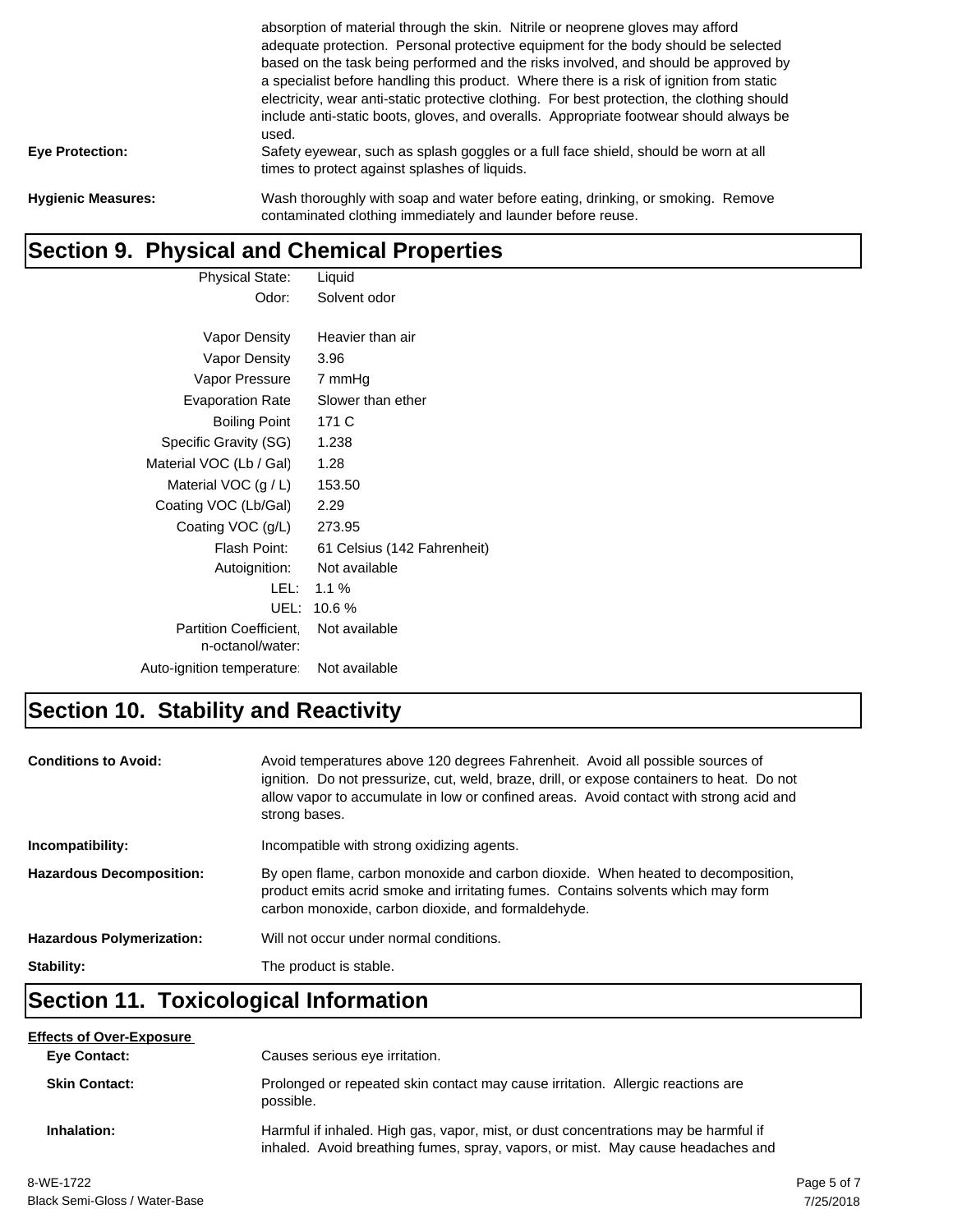absorption of material through the skin. Nitrile or neoprene gloves may afford adequate protection. Personal protective equipment for the body should be selected based on the task being performed and the risks involved, and should be approved by a specialist before handling this product. Where there is a risk of ignition from static electricity, wear anti-static protective clothing. For best protection, the clothing should include anti-static boots, gloves, and overalls. Appropriate footwear should always be used.

**Eye Protection:** Safety eyewear, such as splash goggles or a full face shield, should be worn at all times to protect against splashes of liquids.

**Hygienic Measures:** Wash thoroughly with soap and water before eating, drinking, or smoking. Remove contaminated clothing immediately and launder before reuse.

## Section 9. Physical and Chemical Properties

| Property | Value |
|---|---|
| Physical State: | Liquid |
| Odor: | Solvent odor |
| Vapor Density | Heavier than air |
| Vapor Density | 3.96 |
| Vapor Pressure | 7 mmHg |
| Evaporation Rate | Slower than ether |
| Boiling Point | 171 C |
| Specific Gravity (SG) | 1.238 |
| Material VOC (Lb / Gal) | 1.28 |
| Material VOC (g / L) | 153.50 |
| Coating VOC (Lb/Gal) | 2.29 |
| Coating VOC (g/L) | 273.95 |
| Flash Point: | 61 Celsius (142 Fahrenheit) |
| Autoignition: | Not available |
| LEL: | 1.1 % |
| UEL: | 10.6 % |
| Partition Coefficient, n-octanol/water: | Not available |
| Auto-ignition temperature: | Not available |

## Section 10. Stability and Reactivity

**Conditions to Avoid:** Avoid temperatures above 120 degrees Fahrenheit. Avoid all possible sources of ignition. Do not pressurize, cut, weld, braze, drill, or expose containers to heat. Do not allow vapor to accumulate in low or confined areas. Avoid contact with strong acid and strong bases.

**Incompatibility:** Incompatible with strong oxidizing agents.

**Hazardous Decomposition:** By open flame, carbon monoxide and carbon dioxide. When heated to decomposition, product emits acrid smoke and irritating fumes. Contains solvents which may form carbon monoxide, carbon dioxide, and formaldehyde.

**Hazardous Polymerization:** Will not occur under normal conditions.

**Stability:** The product is stable.

## Section 11. Toxicological Information

**Effects of Over-Exposure**

**Eye Contact:** Causes serious eye irritation.

**Skin Contact:** Prolonged or repeated skin contact may cause irritation. Allergic reactions are possible.

**Inhalation:** Harmful if inhaled. High gas, vapor, mist, or dust concentrations may be harmful if inhaled. Avoid breathing fumes, spray, vapors, or mist. May cause headaches and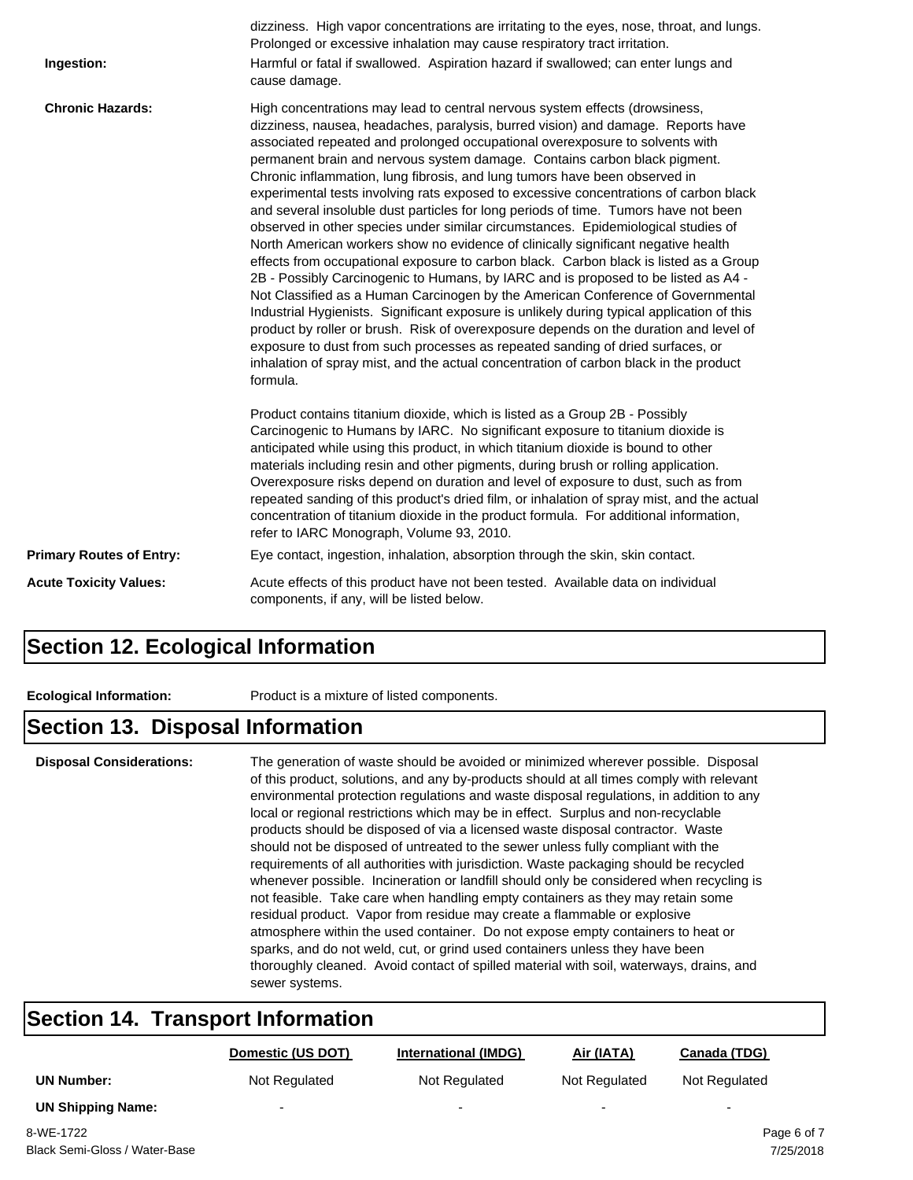dizziness. High vapor concentrations are irritating to the eyes, nose, throat, and lungs. Prolonged or excessive inhalation may cause respiratory tract irritation.

**Ingestion:** Harmful or fatal if swallowed. Aspiration hazard if swallowed; can enter lungs and cause damage.

**Chronic Hazards:** High concentrations may lead to central nervous system effects (drowsiness, dizziness, nausea, headaches, paralysis, burred vision) and damage. Reports have associated repeated and prolonged occupational overexposure to solvents with permanent brain and nervous system damage. Contains carbon black pigment. Chronic inflammation, lung fibrosis, and lung tumors have been observed in experimental tests involving rats exposed to excessive concentrations of carbon black and several insoluble dust particles for long periods of time. Tumors have not been observed in other species under similar circumstances. Epidemiological studies of North American workers show no evidence of clinically significant negative health effects from occupational exposure to carbon black. Carbon black is listed as a Group 2B - Possibly Carcinogenic to Humans, by IARC and is proposed to be listed as A4 - Not Classified as a Human Carcinogen by the American Conference of Governmental Industrial Hygienists. Significant exposure is unlikely during typical application of this product by roller or brush. Risk of overexposure depends on the duration and level of exposure to dust from such processes as repeated sanding of dried surfaces, or inhalation of spray mist, and the actual concentration of carbon black in the product formula.

Product contains titanium dioxide, which is listed as a Group 2B - Possibly Carcinogenic to Humans by IARC. No significant exposure to titanium dioxide is anticipated while using this product, in which titanium dioxide is bound to other materials including resin and other pigments, during brush or rolling application. Overexposure risks depend on duration and level of exposure to dust, such as from repeated sanding of this product's dried film, or inhalation of spray mist, and the actual concentration of titanium dioxide in the product formula. For additional information, refer to IARC Monograph, Volume 93, 2010.

**Primary Routes of Entry:** Eye contact, ingestion, inhalation, absorption through the skin, skin contact.

**Acute Toxicity Values:** Acute effects of this product have not been tested. Available data on individual components, if any, will be listed below.

## Section 12. Ecological Information

**Ecological Information:** Product is a mixture of listed components.

## Section 13. Disposal Information

**Disposal Considerations:** The generation of waste should be avoided or minimized wherever possible. Disposal of this product, solutions, and any by-products should at all times comply with relevant environmental protection regulations and waste disposal regulations, in addition to any local or regional restrictions which may be in effect. Surplus and non-recyclable products should be disposed of via a licensed waste disposal contractor. Waste should not be disposed of untreated to the sewer unless fully compliant with the requirements of all authorities with jurisdiction. Waste packaging should be recycled whenever possible. Incineration or landfill should only be considered when recycling is not feasible. Take care when handling empty containers as they may retain some residual product. Vapor from residue may create a flammable or explosive atmosphere within the used container. Do not expose empty containers to heat or sparks, and do not weld, cut, or grind used containers unless they have been thoroughly cleaned. Avoid contact of spilled material with soil, waterways, drains, and sewer systems.

## Section 14. Transport Information

| | Domestic (US DOT) | International (IMDG) | Air (IATA) | Canada (TDG) |
|---|---|---|---|---|
| **UN Number:** | Not Regulated | Not Regulated | Not Regulated | Not Regulated |
| **UN Shipping Name:** | - | - | - | - |

8-WE-1722
Black Semi-Gloss / Water-Base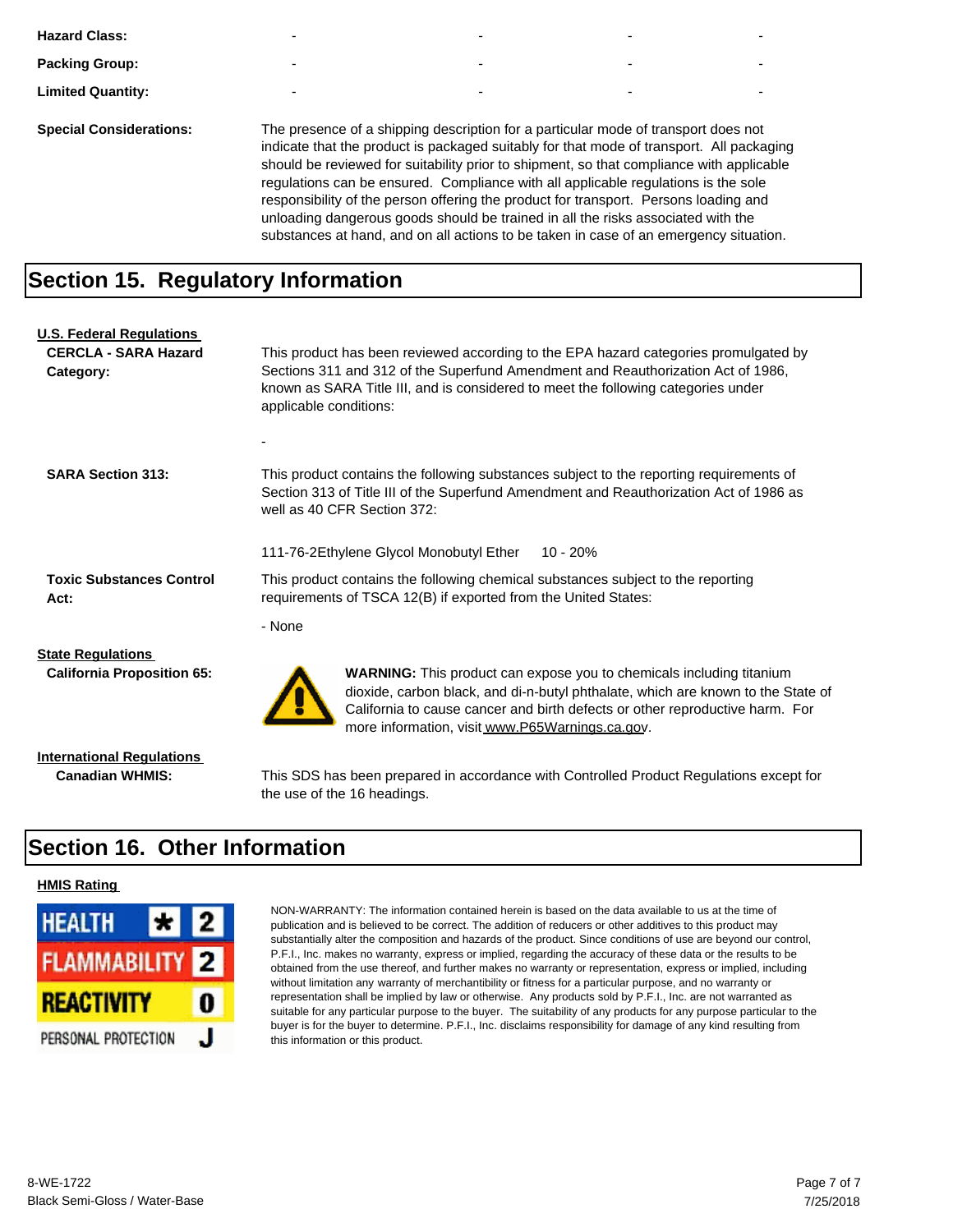| | | | | |
|---|---|---|---|---|
| **Hazard Class:** | - | - | - | - |
| **Packing Group:** | - | - | - | - |
| **Limited Quantity:** | - | - | - | - |

**Special Considerations:** The presence of a shipping description for a particular mode of transport does not indicate that the product is packaged suitably for that mode of transport. All packaging should be reviewed for suitability prior to shipment, so that compliance with applicable regulations can be ensured. Compliance with all applicable regulations is the sole responsibility of the person offering the product for transport. Persons loading and unloading dangerous goods should be trained in all the risks associated with the substances at hand, and on all actions to be taken in case of an emergency situation.

## Section 15. Regulatory Information

**U.S. Federal Regulations**

**CERCLA - SARA Hazard Category:** This product has been reviewed according to the EPA hazard categories promulgated by Sections 311 and 312 of the Superfund Amendment and Reauthorization Act of 1986, known as SARA Title III, and is considered to meet the following categories under applicable conditions:

-

**SARA Section 313:** This product contains the following substances subject to the reporting requirements of Section 313 of Title III of the Superfund Amendment and Reauthorization Act of 1986 as well as 40 CFR Section 372:

111-76-2Ethylene Glycol Monobutyl Ether 10 - 20%

**Toxic Substances Control Act:** This product contains the following chemical substances subject to the reporting requirements of TSCA 12(B) if exported from the United States:

- None

**State Regulations**

**California Proposition 65:** **WARNING:** This product can expose you to chemicals including titanium dioxide, carbon black, and di-n-butyl phthalate, which are known to the State of California to cause cancer and birth defects or other reproductive harm. For more information, visit www.P65Warnings.ca.gov.

**International Regulations**

**Canadian WHMIS:** This SDS has been prepared in accordance with Controlled Product Regulations except for the use of the 16 headings.

## Section 16. Other Information

**HMIS Rating**

| | | |
|---|---|---|
| HEALTH | * | 2 |
| FLAMMABILITY | | 2 |
| REACTIVITY | | 0 |
| PERSONAL PROTECTION | | J |

NON-WARRANTY: The information contained herein is based on the data available to us at the time of publication and is believed to be correct. The addition of reducers or other additives to this product may substantially alter the composition and hazards of the product. Since conditions of use are beyond our control, P.F.I., Inc. makes no warranty, express or implied, regarding the accuracy of these data or the results to be obtained from the use thereof, and further makes no warranty or representation, express or implied, including without limitation any warranty of merchantibility or fitness for a particular purpose, and no warranty or representation shall be implied by law or otherwise. Any products sold by P.F.I., Inc. are not warranted as suitable for any particular purpose to the buyer. The suitability of any products for any purpose particular to the buyer is for the buyer to determine. P.F.I., Inc. disclaims responsibility for damage of any kind resulting from this information or this product.

8-WE-1722
Black Semi-Gloss / Water-Base

7/25/2018